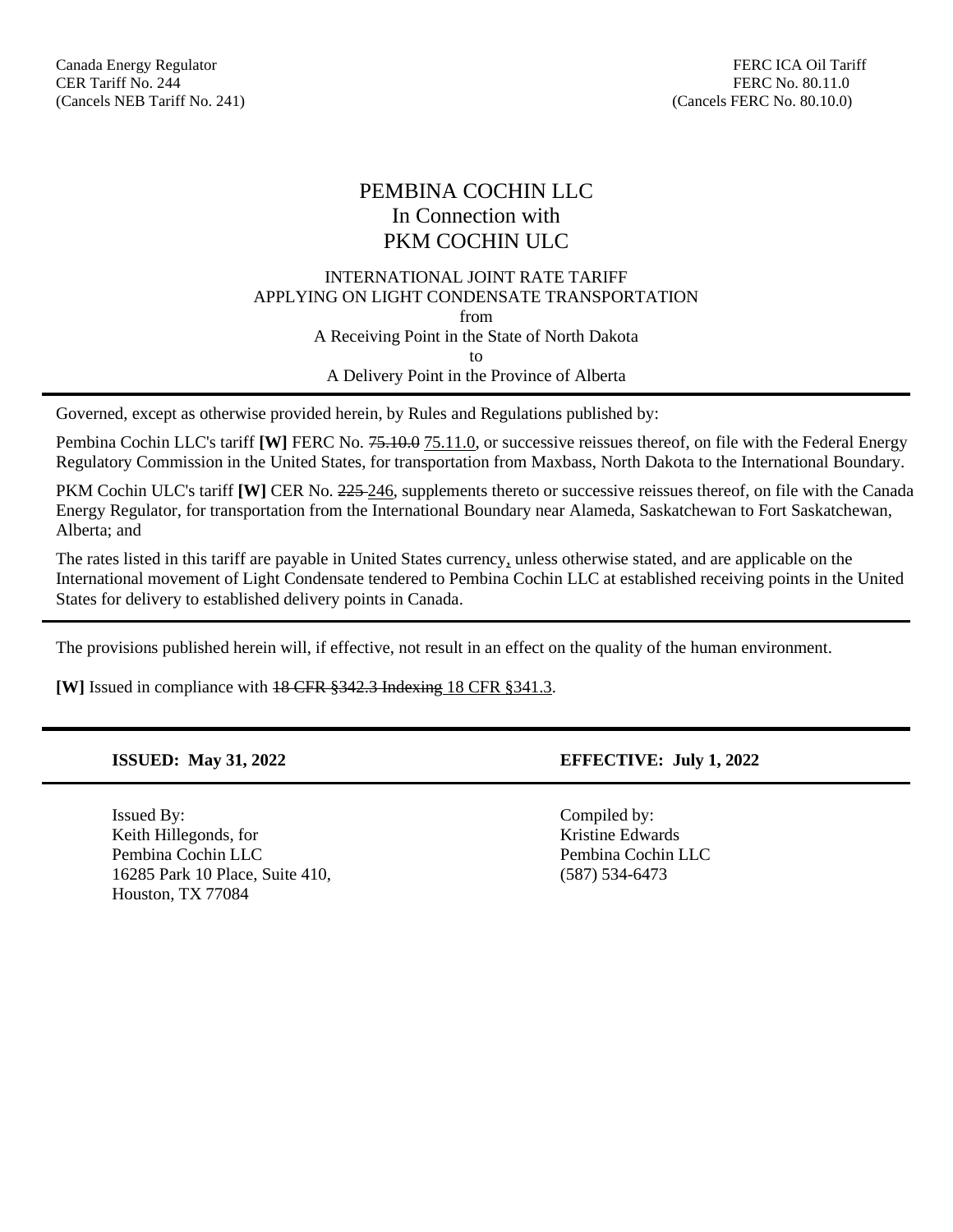Canada Energy Regulator
CER Tariff No. 244
(Cancels NEB Tariff No. 241)

FERC ICA Oil Tariff
FERC No. 80.11.0
(Cancels FERC No. 80.10.0)

# PEMBINA COCHIN LLC
# In Connection with
# PKM COCHIN ULC

INTERNATIONAL JOINT RATE TARIFF
APPLYING ON LIGHT CONDENSATE TRANSPORTATION
from
A Receiving Point in the State of North Dakota
to
A Delivery Point in the Province of Alberta

---

Governed, except as otherwise provided herein, by Rules and Regulations published by:

Pembina Cochin LLC's tariff **[W]** FERC No. ~~75.10.0~~ 75.11.0, or successive reissues thereof, on file with the Federal Energy Regulatory Commission in the United States, for transportation from Maxbass, North Dakota to the International Boundary.

PKM Cochin ULC's tariff **[W]** CER No. ~~225~~ 246, supplements thereto or successive reissues thereof, on file with the Canada Energy Regulator, for transportation from the International Boundary near Alameda, Saskatchewan to Fort Saskatchewan, Alberta; and

The rates listed in this tariff are payable in United States currency, unless otherwise stated, and are applicable on the International movement of Light Condensate tendered to Pembina Cochin LLC at established receiving points in the United States for delivery to established delivery points in Canada.

---

The provisions published herein will, if effective, not result in an effect on the quality of the human environment.

**[W]** Issued in compliance with ~~18 CFR §342.3 Indexing~~ 18 CFR §341.3.

---

**ISSUED: May 31, 2022**

**EFFECTIVE: July 1, 2022**

---

Issued By:
Keith Hillegonds, for
Pembina Cochin LLC
16285 Park 10 Place, Suite 410,
Houston, TX 77084

Compiled by:
Kristine Edwards
Pembina Cochin LLC
(587) 534-6473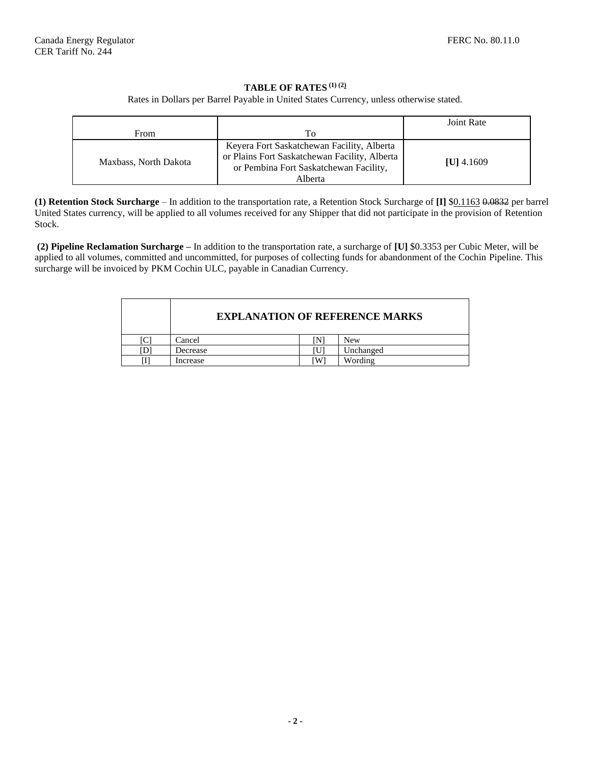Canada Energy Regulator
CER Tariff No. 244

FERC No. 80.11.0

## TABLE OF RATES (1) (2)

Rates in Dollars per Barrel Payable in United States Currency, unless otherwise stated.

| From | To | Joint Rate |
|---|---|---|
| Maxbass, North Dakota | Keyera Fort Saskatchewan Facility, Alberta or Plains Fort Saskatchewan Facility, Alberta or Pembina Fort Saskatchewan Facility, Alberta | **[U]** 4.1609 |

**(1) Retention Stock Surcharge** – In addition to the transportation rate, a Retention Stock Surcharge of **[I]** $0.1163 ~~0.0832~~ per barrel United States currency, will be applied to all volumes received for any Shipper that did not participate in the provision of Retention Stock.

**(2) Pipeline Reclamation Surcharge –** In addition to the transportation rate, a surcharge of **[U]** $0.3353 per Cubic Meter, will be applied to all volumes, committed and uncommitted, for purposes of collecting funds for abandonment of the Cochin Pipeline. This surcharge will be invoiced by PKM Cochin ULC, payable in Canadian Currency.

| | **EXPLANATION OF REFERENCE MARKS** | | |
|---|---|---|---|
| [C] | Cancel | [N] | New |
| [D] | Decrease | [U] | Unchanged |
| [I] | Increase | [W] | Wording |